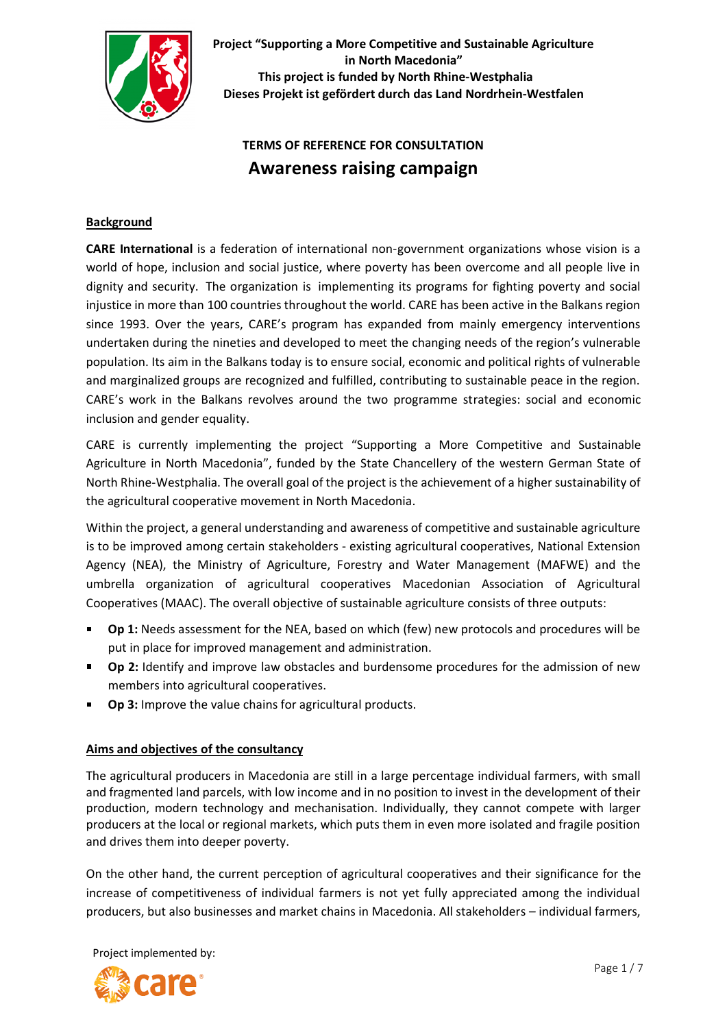**Project "Supporting a More Competitive and Sustainable Agriculture in North Macedonia"**
**This project is funded by North Rhine-Westphalia**
**Dieses Projekt ist gefördert durch das Land Nordrhein-Westfalen**

## TERMS OF REFERENCE FOR CONSULTATION

# Awareness raising campaign

### Background

**CARE International** is a federation of international non-government organizations whose vision is a world of hope, inclusion and social justice, where poverty has been overcome and all people live in dignity and security. The organization is implementing its programs for fighting poverty and social injustice in more than 100 countries throughout the world. CARE has been active in the Balkans region since 1993. Over the years, CARE's program has expanded from mainly emergency interventions undertaken during the nineties and developed to meet the changing needs of the region's vulnerable population. Its aim in the Balkans today is to ensure social, economic and political rights of vulnerable and marginalized groups are recognized and fulfilled, contributing to sustainable peace in the region. CARE's work in the Balkans revolves around the two programme strategies: social and economic inclusion and gender equality.

CARE is currently implementing the project "Supporting a More Competitive and Sustainable Agriculture in North Macedonia", funded by the State Chancellery of the western German State of North Rhine-Westphalia. The overall goal of the project is the achievement of a higher sustainability of the agricultural cooperative movement in North Macedonia.

Within the project, a general understanding and awareness of competitive and sustainable agriculture is to be improved among certain stakeholders - existing agricultural cooperatives, National Extension Agency (NEA), the Ministry of Agriculture, Forestry and Water Management (MAFWE) and the umbrella organization of agricultural cooperatives Macedonian Association of Agricultural Cooperatives (MAAC). The overall objective of sustainable agriculture consists of three outputs:

- **Op 1:** Needs assessment for the NEA, based on which (few) new protocols and procedures will be put in place for improved management and administration.
- **Op 2:** Identify and improve law obstacles and burdensome procedures for the admission of new members into agricultural cooperatives.
- **Op 3:** Improve the value chains for agricultural products.

### Aims and objectives of the consultancy

The agricultural producers in Macedonia are still in a large percentage individual farmers, with small and fragmented land parcels, with low income and in no position to invest in the development of their production, modern technology and mechanisation. Individually, they cannot compete with larger producers at the local or regional markets, which puts them in even more isolated and fragile position and drives them into deeper poverty.

On the other hand, the current perception of agricultural cooperatives and their significance for the increase of competitiveness of individual farmers is not yet fully appreciated among the individual producers, but also businesses and market chains in Macedonia. All stakeholders – individual farmers,

Project implemented by: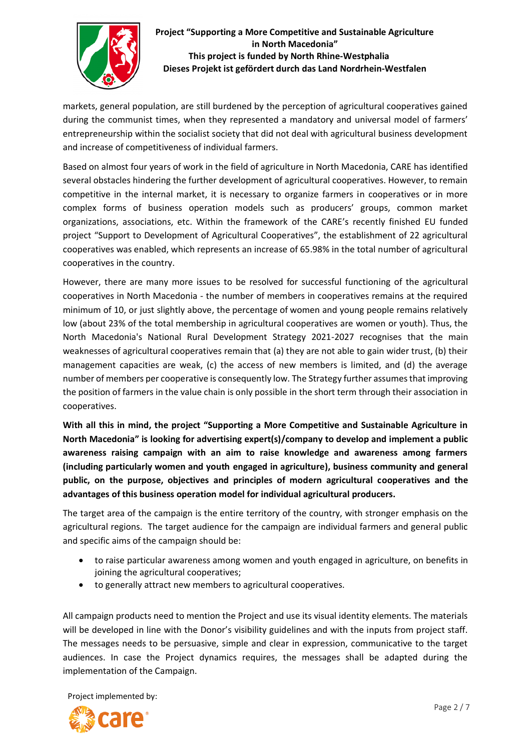markets, general population, are still burdened by the perception of agricultural cooperatives gained during the communist times, when they represented a mandatory and universal model of farmers' entrepreneurship within the socialist society that did not deal with agricultural business development and increase of competitiveness of individual farmers.

Based on almost four years of work in the field of agriculture in North Macedonia, CARE has identified several obstacles hindering the further development of agricultural cooperatives. However, to remain competitive in the internal market, it is necessary to organize farmers in cooperatives or in more complex forms of business operation models such as producers' groups, common market organizations, associations, etc. Within the framework of the CARE's recently finished EU funded project "Support to Development of Agricultural Cooperatives", the establishment of 22 agricultural cooperatives was enabled, which represents an increase of 65.98% in the total number of agricultural cooperatives in the country.

However, there are many more issues to be resolved for successful functioning of the agricultural cooperatives in North Macedonia - the number of members in cooperatives remains at the required minimum of 10, or just slightly above, the percentage of women and young people remains relatively low (about 23% of the total membership in agricultural cooperatives are women or youth). Thus, the North Macedonia's National Rural Development Strategy 2021-2027 recognises that the main weaknesses of agricultural cooperatives remain that (a) they are not able to gain wider trust, (b) their management capacities are weak, (c) the access of new members is limited, and (d) the average number of members per cooperative is consequently low. The Strategy further assumes that improving the position of farmers in the value chain is only possible in the short term through their association in cooperatives.

**With all this in mind, the project "Supporting a More Competitive and Sustainable Agriculture in North Macedonia" is looking for advertising expert(s)/company to develop and implement a public awareness raising campaign with an aim to raise knowledge and awareness among farmers (including particularly women and youth engaged in agriculture), business community and general public, on the purpose, objectives and principles of modern agricultural cooperatives and the advantages of this business operation model for individual agricultural producers.**

The target area of the campaign is the entire territory of the country, with stronger emphasis on the agricultural regions. The target audience for the campaign are individual farmers and general public and specific aims of the campaign should be:

- to raise particular awareness among women and youth engaged in agriculture, on benefits in joining the agricultural cooperatives;
- to generally attract new members to agricultural cooperatives.

All campaign products need to mention the Project and use its visual identity elements. The materials will be developed in line with the Donor's visibility guidelines and with the inputs from project staff. The messages needs to be persuasive, simple and clear in expression, communicative to the target audiences. In case the Project dynamics requires, the messages shall be adapted during the implementation of the Campaign.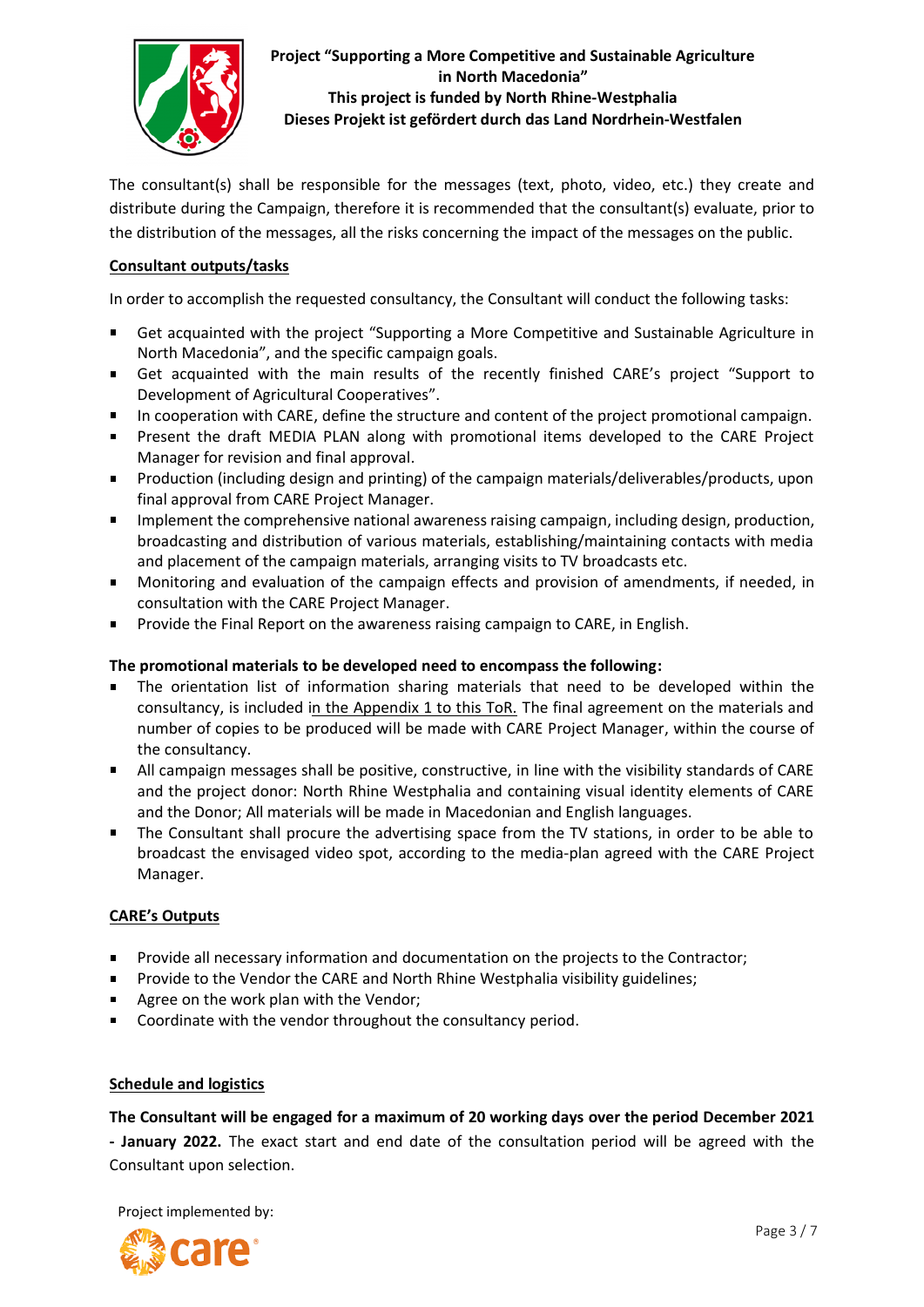The consultant(s) shall be responsible for the messages (text, photo, video, etc.) they create and distribute during the Campaign, therefore it is recommended that the consultant(s) evaluate, prior to the distribution of the messages, all the risks concerning the impact of the messages on the public.

## Consultant outputs/tasks

In order to accomplish the requested consultancy, the Consultant will conduct the following tasks:

- Get acquainted with the project "Supporting a More Competitive and Sustainable Agriculture in North Macedonia", and the specific campaign goals.
- Get acquainted with the main results of the recently finished CARE's project "Support to Development of Agricultural Cooperatives".
- In cooperation with CARE, define the structure and content of the project promotional campaign.
- Present the draft MEDIA PLAN along with promotional items developed to the CARE Project Manager for revision and final approval.
- Production (including design and printing) of the campaign materials/deliverables/products, upon final approval from CARE Project Manager.
- Implement the comprehensive national awareness raising campaign, including design, production, broadcasting and distribution of various materials, establishing/maintaining contacts with media and placement of the campaign materials, arranging visits to TV broadcasts etc.
- Monitoring and evaluation of the campaign effects and provision of amendments, if needed, in consultation with the CARE Project Manager.
- Provide the Final Report on the awareness raising campaign to CARE, in English.

**The promotional materials to be developed need to encompass the following:**

- The orientation list of information sharing materials that need to be developed within the consultancy, is included in the Appendix 1 to this ToR. The final agreement on the materials and number of copies to be produced will be made with CARE Project Manager, within the course of the consultancy.
- All campaign messages shall be positive, constructive, in line with the visibility standards of CARE and the project donor: North Rhine Westphalia and containing visual identity elements of CARE and the Donor; All materials will be made in Macedonian and English languages.
- The Consultant shall procure the advertising space from the TV stations, in order to be able to broadcast the envisaged video spot, according to the media-plan agreed with the CARE Project Manager.

## CARE's Outputs

- Provide all necessary information and documentation on the projects to the Contractor;
- Provide to the Vendor the CARE and North Rhine Westphalia visibility guidelines;
- Agree on the work plan with the Vendor;
- Coordinate with the vendor throughout the consultancy period.

## Schedule and logistics

**The Consultant will be engaged for a maximum of 20 working days over the period December 2021 - January 2022.** The exact start and end date of the consultation period will be agreed with the Consultant upon selection.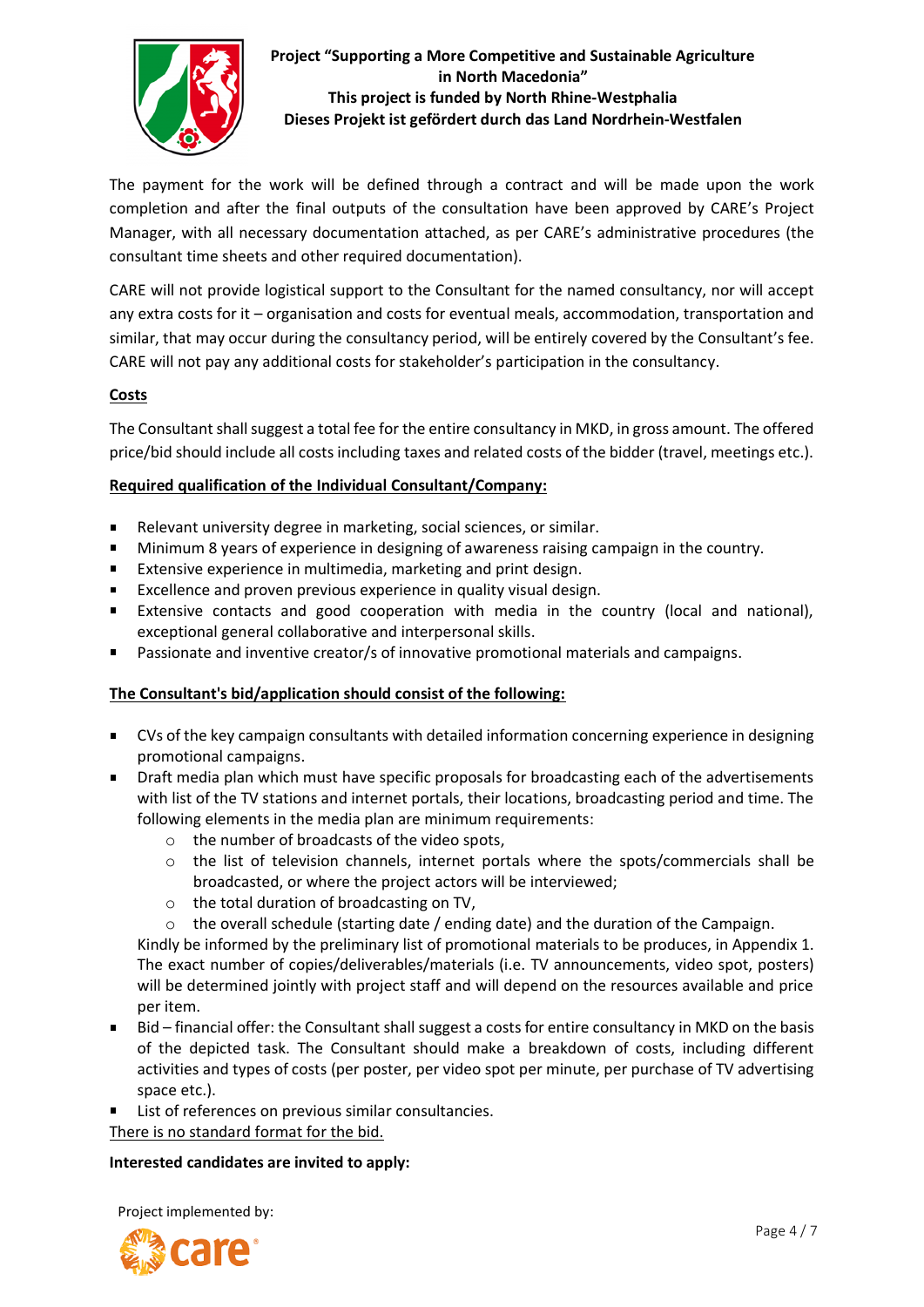The payment for the work will be defined through a contract and will be made upon the work completion and after the final outputs of the consultation have been approved by CARE's Project Manager, with all necessary documentation attached, as per CARE's administrative procedures (the consultant time sheets and other required documentation).

CARE will not provide logistical support to the Consultant for the named consultancy, nor will accept any extra costs for it – organisation and costs for eventual meals, accommodation, transportation and similar, that may occur during the consultancy period, will be entirely covered by the Consultant's fee. CARE will not pay any additional costs for stakeholder's participation in the consultancy.

**Costs**

The Consultant shall suggest a total fee for the entire consultancy in MKD, in gross amount. The offered price/bid should include all costs including taxes and related costs of the bidder (travel, meetings etc.).

**Required qualification of the Individual Consultant/Company:**

- Relevant university degree in marketing, social sciences, or similar.
- Minimum 8 years of experience in designing of awareness raising campaign in the country.
- Extensive experience in multimedia, marketing and print design.
- Excellence and proven previous experience in quality visual design.
- Extensive contacts and good cooperation with media in the country (local and national), exceptional general collaborative and interpersonal skills.
- Passionate and inventive creator/s of innovative promotional materials and campaigns.

**The Consultant's bid/application should consist of the following:**

- CVs of the key campaign consultants with detailed information concerning experience in designing promotional campaigns.
- Draft media plan which must have specific proposals for broadcasting each of the advertisements with list of the TV stations and internet portals, their locations, broadcasting period and time. The following elements in the media plan are minimum requirements:
    - the number of broadcasts of the video spots,
    - the list of television channels, internet portals where the spots/commercials shall be broadcasted, or where the project actors will be interviewed;
    - the total duration of broadcasting on TV,
    - the overall schedule (starting date / ending date) and the duration of the Campaign.

  Kindly be informed by the preliminary list of promotional materials to be produces, in Appendix 1. The exact number of copies/deliverables/materials (i.e. TV announcements, video spot, posters) will be determined jointly with project staff and will depend on the resources available and price per item.
- Bid – financial offer: the Consultant shall suggest a costs for entire consultancy in MKD on the basis of the depicted task. The Consultant should make a breakdown of costs, including different activities and types of costs (per poster, per video spot per minute, per purchase of TV advertising space etc.).
- List of references on previous similar consultancies.

There is no standard format for the bid.

**Interested candidates are invited to apply:**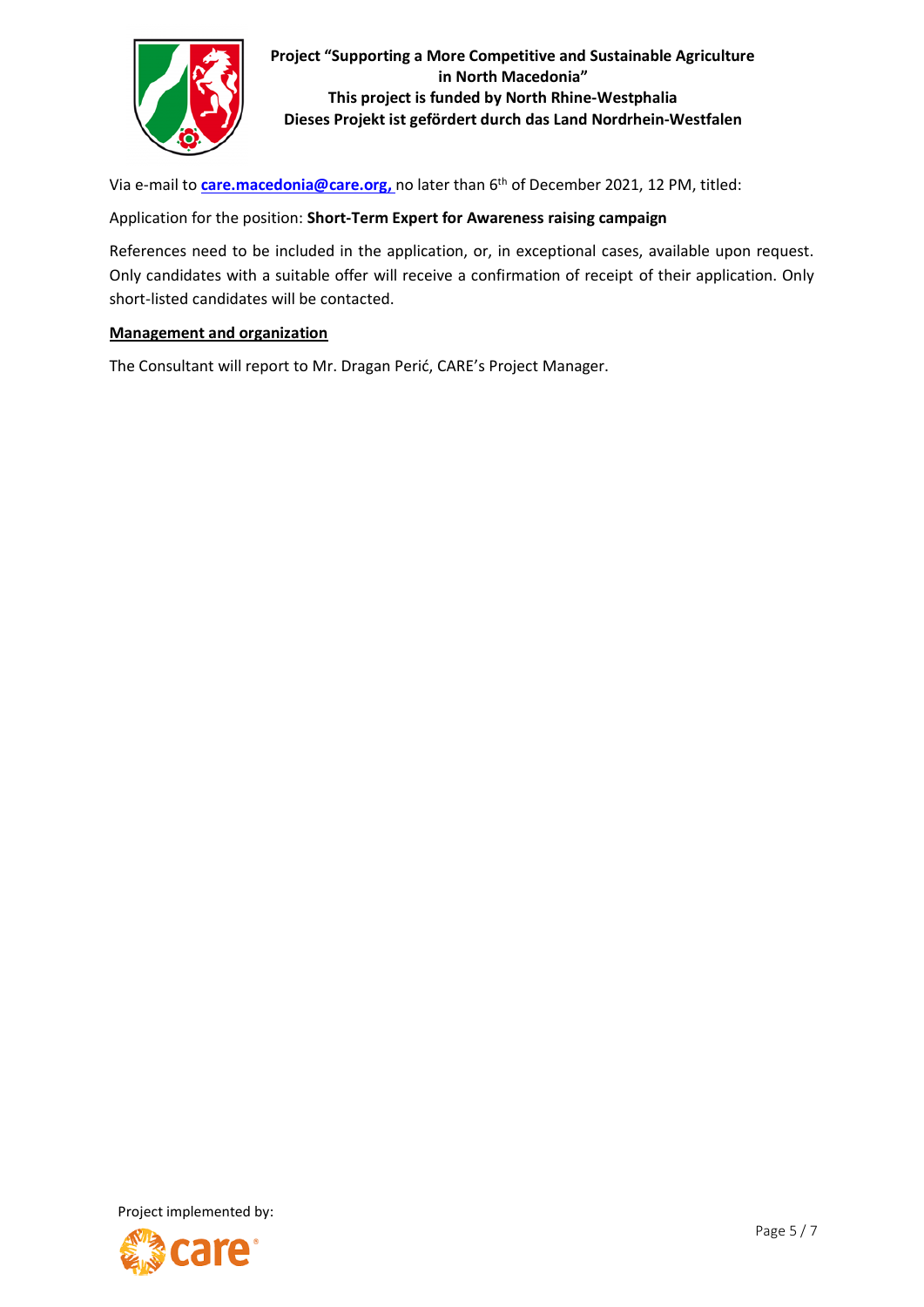Via e-mail to **care.macedonia@care.org,** no later than 6th of December 2021, 12 PM, titled:

Application for the position: **Short-Term Expert for Awareness raising campaign**

References need to be included in the application, or, in exceptional cases, available upon request. Only candidates with a suitable offer will receive a confirmation of receipt of their application. Only short-listed candidates will be contacted.

**Management and organization**

The Consultant will report to Mr. Dragan Perić, CARE's Project Manager.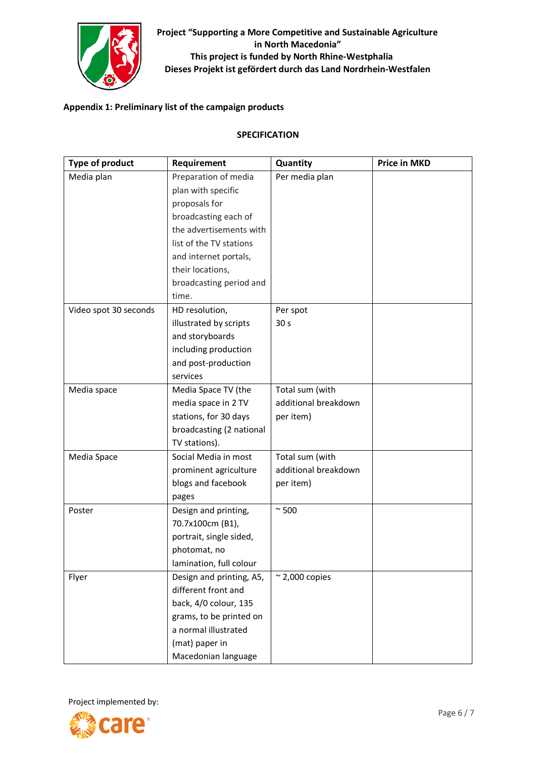**Appendix 1: Preliminary list of the campaign products**

**SPECIFICATION**

| Type of product | Requirement | Quantity | Price in MKD |
|---|---|---|---|
| Media plan | Preparation of media plan with specific proposals for broadcasting each of the advertisements with list of the TV stations and internet portals, their locations, broadcasting period and time. | Per media plan | |
| Video spot 30 seconds | HD resolution, illustrated by scripts and storyboards including production and post-production services | Per spot 30 s | |
| Media space | Media Space TV (the media space in 2 TV stations, for 30 days broadcasting (2 national TV stations). | Total sum (with additional breakdown per item) | |
| Media Space | Social Media in most prominent agriculture blogs and facebook pages | Total sum (with additional breakdown per item) | |
| Poster | Design and printing, 70.7x100cm (B1), portrait, single sided, photomat, no lamination, full colour | ~ 500 | |
| Flyer | Design and printing, A5, different front and back, 4/0 colour, 135 grams, to be printed on a normal illustrated (mat) paper in Macedonian language | ~ 2,000 copies | |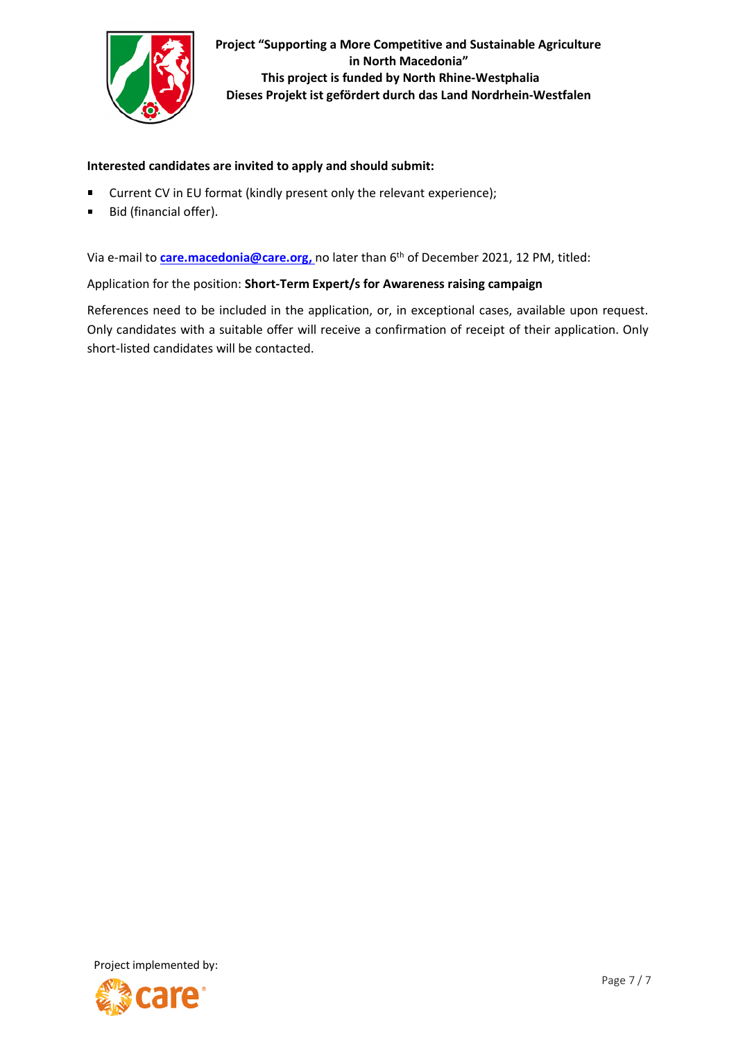**Interested candidates are invited to apply and should submit:**

- Current CV in EU format (kindly present only the relevant experience);
- Bid (financial offer).

Via e-mail to **care.macedonia@care.org,** no later than 6th of December 2021, 12 PM, titled:

Application for the position: **Short-Term Expert/s for Awareness raising campaign**

References need to be included in the application, or, in exceptional cases, available upon request. Only candidates with a suitable offer will receive a confirmation of receipt of their application. Only short-listed candidates will be contacted.